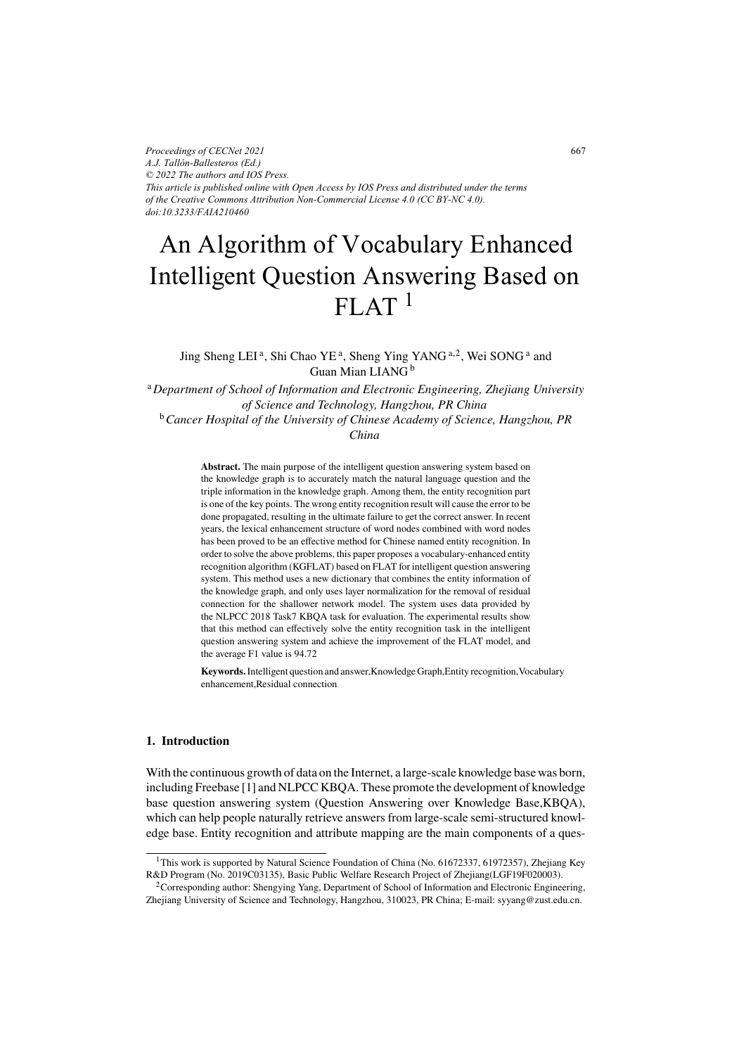*Proceedings of CECNet 2021*
*A.J. Tallón-Ballesteros (Ed.)*
*© 2022 The authors and IOS Press.*
*This article is published online with Open Access by IOS Press and distributed under the terms of the Creative Commons Attribution Non-Commercial License 4.0 (CC BY-NC 4.0).*
*doi:10.3233/FAIA210460*

# An Algorithm of Vocabulary Enhanced Intelligent Question Answering Based on FLAT [1]

Jing Sheng LEI [a], Shi Chao YE [a], Sheng Ying YANG [a,2], Wei SONG [a] and Guan Mian LIANG [b]

[a] *Department of School of Information and Electronic Engineering, Zhejiang University of Science and Technology, Hangzhou, PR China*

[b] *Cancer Hospital of the University of Chinese Academy of Science, Hangzhou, PR China*

**Abstract.** The main purpose of the intelligent question answering system based on the knowledge graph is to accurately match the natural language question and the triple information in the knowledge graph. Among them, the entity recognition part is one of the key points. The wrong entity recognition result will cause the error to be done propagated, resulting in the ultimate failure to get the correct answer. In recent years, the lexical enhancement structure of word nodes combined with word nodes has been proved to be an effective method for Chinese named entity recognition. In order to solve the above problems, this paper proposes a vocabulary-enhanced entity recognition algorithm (KGFLAT) based on FLAT for intelligent question answering system. This method uses a new dictionary that combines the entity information of the knowledge graph, and only uses layer normalization for the removal of residual connection for the shallower network model. The system uses data provided by the NLPCC 2018 Task7 KBQA task for evaluation. The experimental results show that this method can effectively solve the entity recognition task in the intelligent question answering system and achieve the improvement of the FLAT model, and the average F1 value is 94.72

**Keywords.** Intelligent question and answer,Knowledge Graph,Entity recognition,Vocabulary enhancement,Residual connection

## 1. Introduction

With the continuous growth of data on the Internet, a large-scale knowledge base was born, including Freebase [1] and NLPCC KBQA. These promote the development of knowledge base question answering system (Question Answering over Knowledge Base,KBQA), which can help people naturally retrieve answers from large-scale semi-structured knowledge base. Entity recognition and attribute mapping are the main components of a ques-

[1] This work is supported by Natural Science Foundation of China (No. 61672337, 61972357), Zhejiang Key R&D Program (No. 2019C03135), Basic Public Welfare Research Project of Zhejiang(LGF19F020003).

[2] Corresponding author: Shengying Yang, Department of School of Information and Electronic Engineering, Zhejiang University of Science and Technology, Hangzhou, 310023, PR China; E-mail: syyang@zust.edu.cn.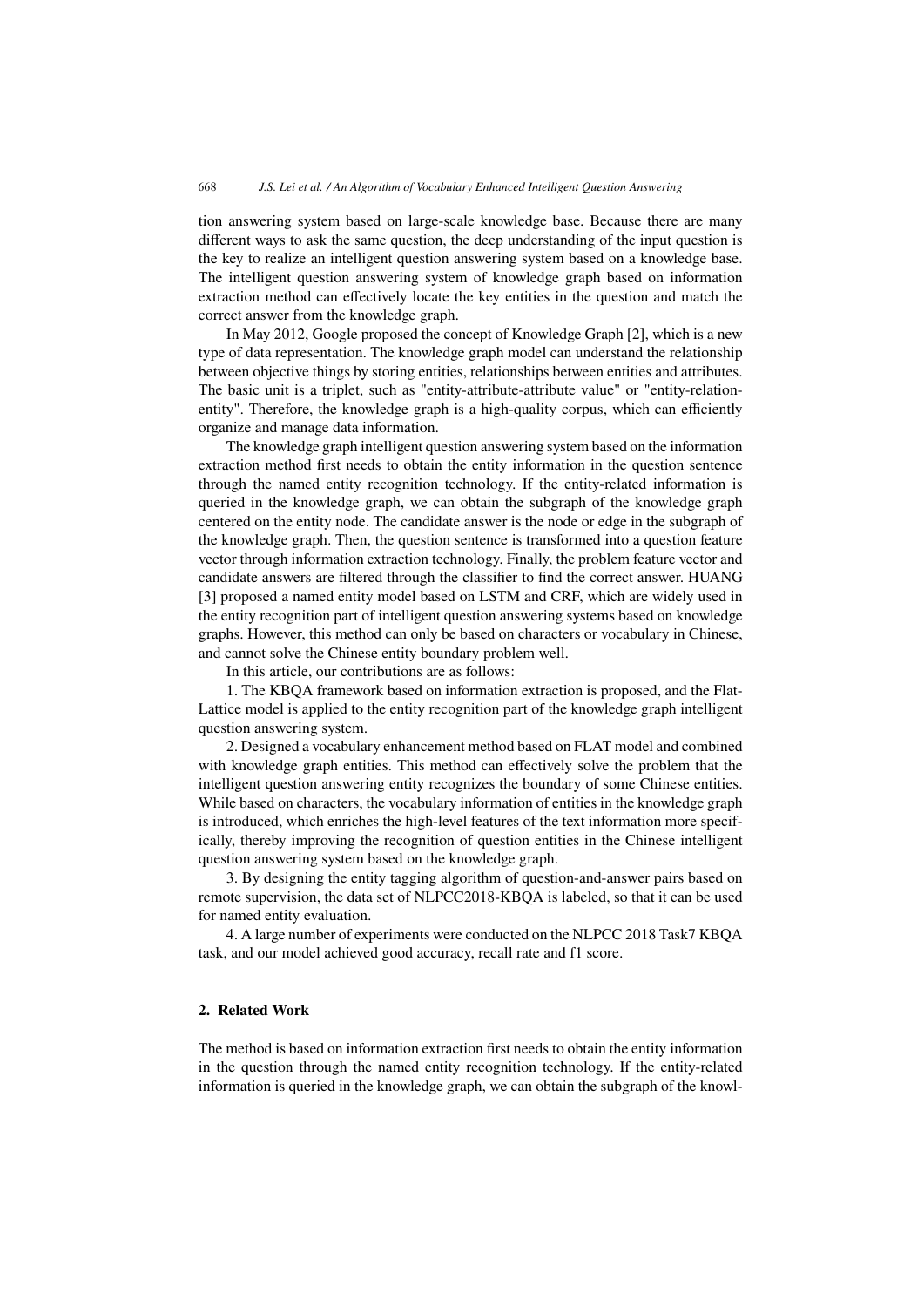tion answering system based on large-scale knowledge base. Because there are many different ways to ask the same question, the deep understanding of the input question is the key to realize an intelligent question answering system based on a knowledge base. The intelligent question answering system of knowledge graph based on information extraction method can effectively locate the key entities in the question and match the correct answer from the knowledge graph.

In May 2012, Google proposed the concept of Knowledge Graph [2], which is a new type of data representation. The knowledge graph model can understand the relationship between objective things by storing entities, relationships between entities and attributes. The basic unit is a triplet, such as "entity-attribute-attribute value" or "entity-relation-entity". Therefore, the knowledge graph is a high-quality corpus, which can efficiently organize and manage data information.

The knowledge graph intelligent question answering system based on the information extraction method first needs to obtain the entity information in the question sentence through the named entity recognition technology. If the entity-related information is queried in the knowledge graph, we can obtain the subgraph of the knowledge graph centered on the entity node. The candidate answer is the node or edge in the subgraph of the knowledge graph. Then, the question sentence is transformed into a question feature vector through information extraction technology. Finally, the problem feature vector and candidate answers are filtered through the classifier to find the correct answer. HUANG [3] proposed a named entity model based on LSTM and CRF, which are widely used in the entity recognition part of intelligent question answering systems based on knowledge graphs. However, this method can only be based on characters or vocabulary in Chinese, and cannot solve the Chinese entity boundary problem well.

In this article, our contributions are as follows:

1. The KBQA framework based on information extraction is proposed, and the Flat-Lattice model is applied to the entity recognition part of the knowledge graph intelligent question answering system.

2. Designed a vocabulary enhancement method based on FLAT model and combined with knowledge graph entities. This method can effectively solve the problem that the intelligent question answering entity recognizes the boundary of some Chinese entities. While based on characters, the vocabulary information of entities in the knowledge graph is introduced, which enriches the high-level features of the text information more specifically, thereby improving the recognition of question entities in the Chinese intelligent question answering system based on the knowledge graph.

3. By designing the entity tagging algorithm of question-and-answer pairs based on remote supervision, the data set of NLPCC2018-KBQA is labeled, so that it can be used for named entity evaluation.

4. A large number of experiments were conducted on the NLPCC 2018 Task7 KBQA task, and our model achieved good accuracy, recall rate and f1 score.

## 2. Related Work

The method is based on information extraction first needs to obtain the entity information in the question through the named entity recognition technology. If the entity-related information is queried in the knowledge graph, we can obtain the subgraph of the knowl-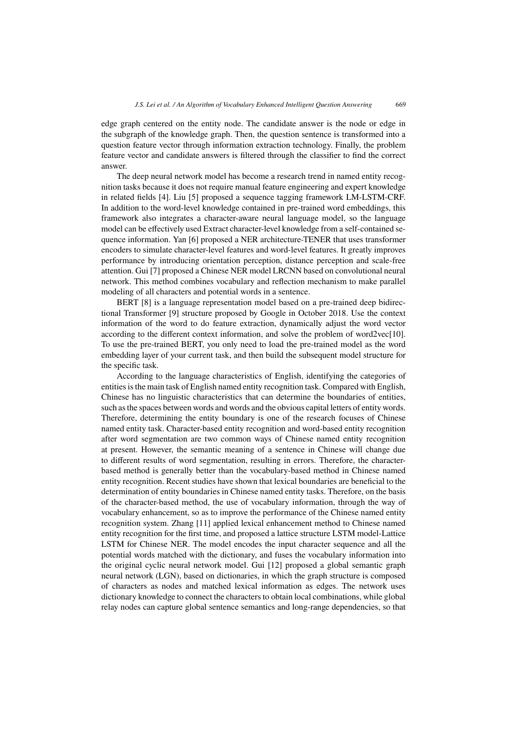edge graph centered on the entity node. The candidate answer is the node or edge in the subgraph of the knowledge graph. Then, the question sentence is transformed into a question feature vector through information extraction technology. Finally, the problem feature vector and candidate answers is filtered through the classifier to find the correct answer.

The deep neural network model has become a research trend in named entity recognition tasks because it does not require manual feature engineering and expert knowledge in related fields [4]. Liu [5] proposed a sequence tagging framework LM-LSTM-CRF. In addition to the word-level knowledge contained in pre-trained word embeddings, this framework also integrates a character-aware neural language model, so the language model can be effectively used Extract character-level knowledge from a self-contained sequence information. Yan [6] proposed a NER architecture-TENER that uses transformer encoders to simulate character-level features and word-level features. It greatly improves performance by introducing orientation perception, distance perception and scale-free attention. Gui [7] proposed a Chinese NER model LRCNN based on convolutional neural network. This method combines vocabulary and reflection mechanism to make parallel modeling of all characters and potential words in a sentence.

BERT [8] is a language representation model based on a pre-trained deep bidirectional Transformer [9] structure proposed by Google in October 2018. Use the context information of the word to do feature extraction, dynamically adjust the word vector according to the different context information, and solve the problem of word2vec[10]. To use the pre-trained BERT, you only need to load the pre-trained model as the word embedding layer of your current task, and then build the subsequent model structure for the specific task.

According to the language characteristics of English, identifying the categories of entities is the main task of English named entity recognition task. Compared with English, Chinese has no linguistic characteristics that can determine the boundaries of entities, such as the spaces between words and words and the obvious capital letters of entity words. Therefore, determining the entity boundary is one of the research focuses of Chinese named entity task. Character-based entity recognition and word-based entity recognition after word segmentation are two common ways of Chinese named entity recognition at present. However, the semantic meaning of a sentence in Chinese will change due to different results of word segmentation, resulting in errors. Therefore, the character-based method is generally better than the vocabulary-based method in Chinese named entity recognition. Recent studies have shown that lexical boundaries are beneficial to the determination of entity boundaries in Chinese named entity tasks. Therefore, on the basis of the character-based method, the use of vocabulary information, through the way of vocabulary enhancement, so as to improve the performance of the Chinese named entity recognition system. Zhang [11] applied lexical enhancement method to Chinese named entity recognition for the first time, and proposed a lattice structure LSTM model-Lattice LSTM for Chinese NER. The model encodes the input character sequence and all the potential words matched with the dictionary, and fuses the vocabulary information into the original cyclic neural network model. Gui [12] proposed a global semantic graph neural network (LGN), based on dictionaries, in which the graph structure is composed of characters as nodes and matched lexical information as edges. The network uses dictionary knowledge to connect the characters to obtain local combinations, while global relay nodes can capture global sentence semantics and long-range dependencies, so that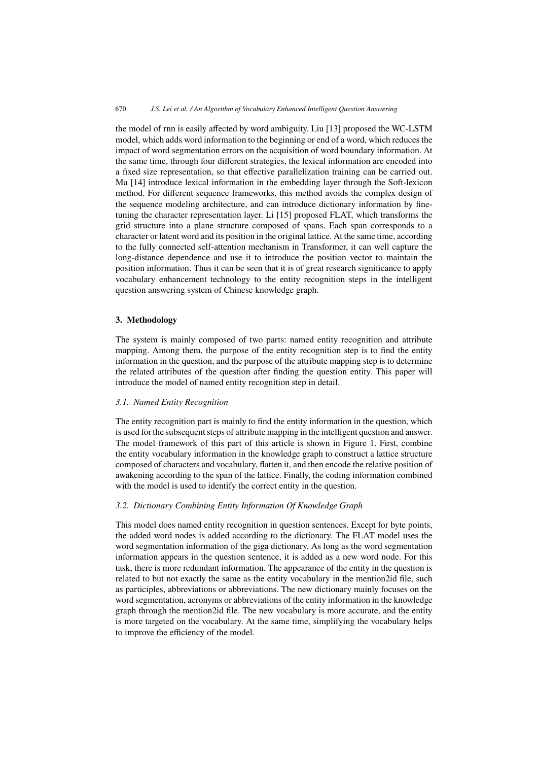the model of rnn is easily affected by word ambiguity. Liu [13] proposed the WC-LSTM model, which adds word information to the beginning or end of a word, which reduces the impact of word segmentation errors on the acquisition of word boundary information. At the same time, through four different strategies, the lexical information are encoded into a fixed size representation, so that effective parallelization training can be carried out. Ma [14] introduce lexical information in the embedding layer through the Soft-lexicon method. For different sequence frameworks, this method avoids the complex design of the sequence modeling architecture, and can introduce dictionary information by fine-tuning the character representation layer. Li [15] proposed FLAT, which transforms the grid structure into a plane structure composed of spans. Each span corresponds to a character or latent word and its position in the original lattice. At the same time, according to the fully connected self-attention mechanism in Transformer, it can well capture the long-distance dependence and use it to introduce the position vector to maintain the position information. Thus it can be seen that it is of great research significance to apply vocabulary enhancement technology to the entity recognition steps in the intelligent question answering system of Chinese knowledge graph.

## 3. Methodology

The system is mainly composed of two parts: named entity recognition and attribute mapping. Among them, the purpose of the entity recognition step is to find the entity information in the question, and the purpose of the attribute mapping step is to determine the related attributes of the question after finding the question entity. This paper will introduce the model of named entity recognition step in detail.

### *3.1. Named Entity Recognition*

The entity recognition part is mainly to find the entity information in the question, which is used for the subsequent steps of attribute mapping in the intelligent question and answer. The model framework of this part of this article is shown in Figure 1. First, combine the entity vocabulary information in the knowledge graph to construct a lattice structure composed of characters and vocabulary, flatten it, and then encode the relative position of awakening according to the span of the lattice. Finally, the coding information combined with the model is used to identify the correct entity in the question.

### *3.2. Dictionary Combining Entity Information Of Knowledge Graph*

This model does named entity recognition in question sentences. Except for byte points, the added word nodes is added according to the dictionary. The FLAT model uses the word segmentation information of the giga dictionary. As long as the word segmentation information appears in the question sentence, it is added as a new word node. For this task, there is more redundant information. The appearance of the entity in the question is related to but not exactly the same as the entity vocabulary in the mention2id file, such as participles, abbreviations or abbreviations. The new dictionary mainly focuses on the word segmentation, acronyms or abbreviations of the entity information in the knowledge graph through the mention2id file. The new vocabulary is more accurate, and the entity is more targeted on the vocabulary. At the same time, simplifying the vocabulary helps to improve the efficiency of the model.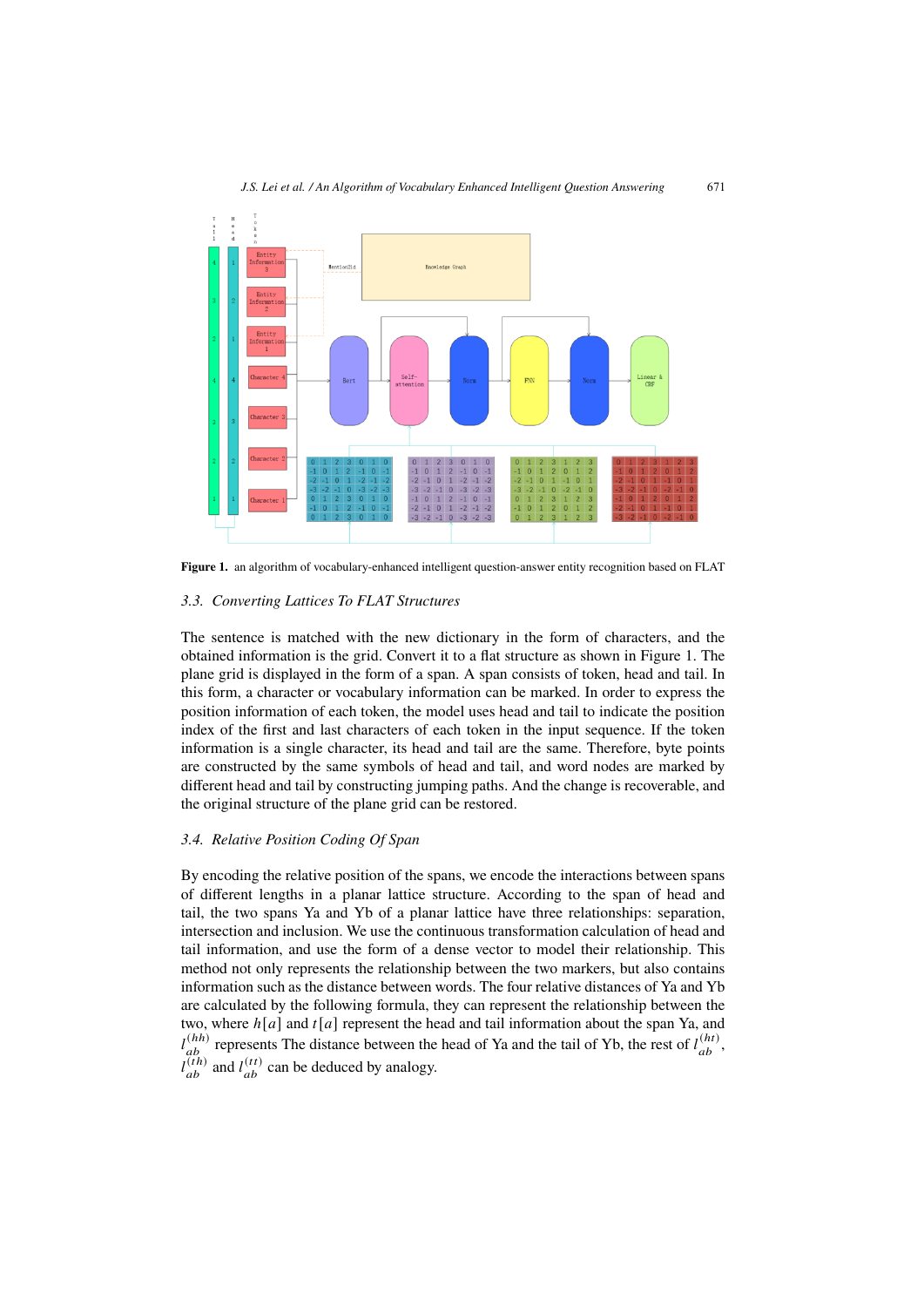**Figure 1.** an algorithm of vocabulary-enhanced intelligent question-answer entity recognition based on FLAT

### 3.3. Converting Lattices To FLAT Structures

The sentence is matched with the new dictionary in the form of characters, and the obtained information is the grid. Convert it to a flat structure as shown in Figure 1. The plane grid is displayed in the form of a span. A span consists of token, head and tail. In this form, a character or vocabulary information can be marked. In order to express the position information of each token, the model uses head and tail to indicate the position index of the first and last characters of each token in the input sequence. If the token information is a single character, its head and tail are the same. Therefore, byte points are constructed by the same symbols of head and tail, and word nodes are marked by different head and tail by constructing jumping paths. And the change is recoverable, and the original structure of the plane grid can be restored.

### 3.4. Relative Position Coding Of Span

By encoding the relative position of the spans, we encode the interactions between spans of different lengths in a planar lattice structure. According to the span of head and tail, the two spans Ya and Yb of a planar lattice have three relationships: separation, intersection and inclusion. We use the continuous transformation calculation of head and tail information, and use the form of a dense vector to model their relationship. This method not only represents the relationship between the two markers, but also contains information such as the distance between words. The four relative distances of Ya and Yb are calculated by the following formula, they can represent the relationship between the two, where $h[a]$ and $t[a]$ represent the head and tail information about the span Ya, and $l_{ab}^{(hh)}$ represents The distance between the head of Ya and the tail of Yb, the rest of $l_{ab}^{(ht)}$, $l_{ab}^{(th)}$ and $l_{ab}^{(tt)}$ can be deduced by analogy.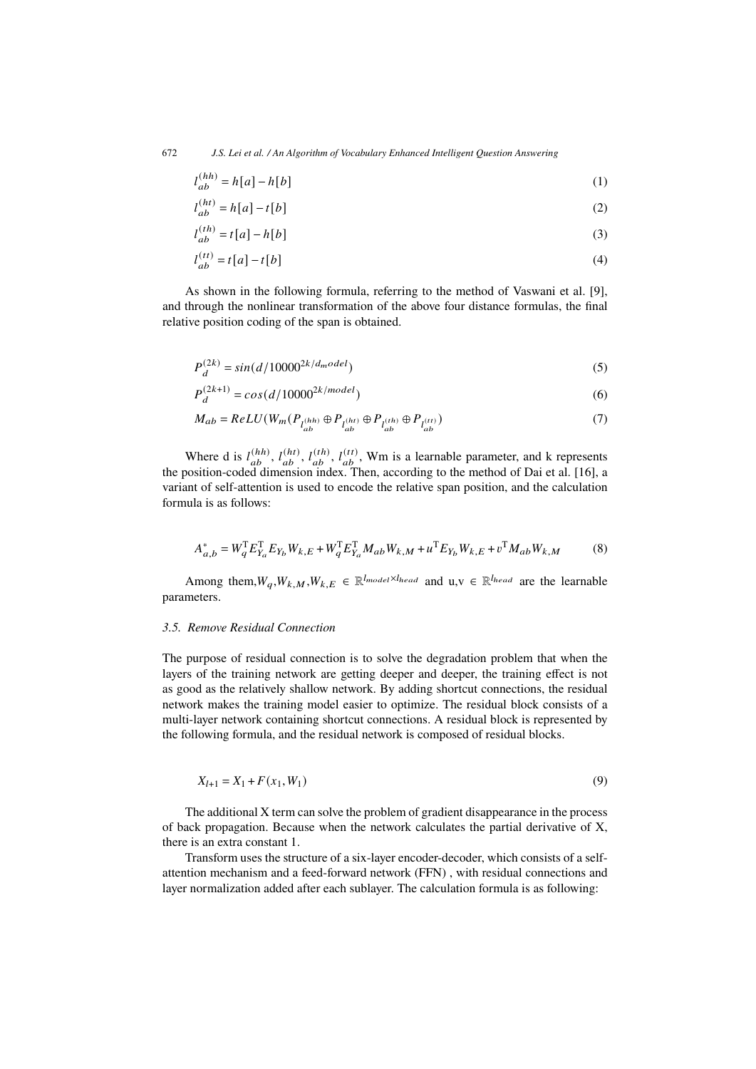$$l_{ab}^{(hh)} = h[a] - h[b] \tag{1}$$

$$l_{ab}^{(ht)} = h[a] - t[b] \tag{2}$$

$$l_{ab}^{(th)} = t[a] - h[b] \tag{3}$$

$$l_{ab}^{(tt)} = t[a] - t[b] \tag{4}$$

As shown in the following formula, referring to the method of Vaswani et al. [9], and through the nonlinear transformation of the above four distance formulas, the final relative position coding of the span is obtained.

$$P_d^{(2k)} = sin(d/10000^{2k/d_model}) \tag{5}$$

$$P_d^{(2k+1)} = cos(d/10000^{2k/model}) \tag{6}$$

$$M_{ab} = ReLU(W_m(P_{l_{ab}^{(hh)}} \oplus P_{l_{ab}^{(ht)}} \oplus P_{l_{ab}^{(th)}} \oplus P_{l_{ab}^{(tt)}}) \tag{7}$$

Where d is $l_{ab}^{(hh)}$, $l_{ab}^{(ht)}$, $l_{ab}^{(th)}$, $l_{ab}^{(tt)}$, Wm is a learnable parameter, and k represents the position-coded dimension index. Then, according to the method of Dai et al. [16], a variant of self-attention is used to encode the relative span position, and the calculation formula is as follows:

$$A_{a,b}^{*} = W_q^{\mathrm{T}} E_{Y_a}^{\mathrm{T}} E_{Y_b} W_{k,E} + W_q^{\mathrm{T}} E_{Y_a}^{\mathrm{T}} M_{ab} W_{k,M} + u^{\mathrm{T}} E_{Y_b} W_{k,E} + v^{\mathrm{T}} M_{ab} W_{k,M} \tag{8}$$

Among them,$W_q$,$W_{k,M}$,$W_{k,E}$ $\in \mathbb{R}^{l_{model} \times l_{head}}$ and u,v $\in \mathbb{R}^{l_{head}}$ are the learnable parameters.

### *3.5. Remove Residual Connection*

The purpose of residual connection is to solve the degradation problem that when the layers of the training network are getting deeper and deeper, the training effect is not as good as the relatively shallow network. By adding shortcut connections, the residual network makes the training model easier to optimize. The residual block consists of a multi-layer network containing shortcut connections. A residual block is represented by the following formula, and the residual network is composed of residual blocks.

$$X_{l+1} = X_1 + F(x_1, W_1) \tag{9}$$

The additional X term can solve the problem of gradient disappearance in the process of back propagation. Because when the network calculates the partial derivative of X, there is an extra constant 1.

Transform uses the structure of a six-layer encoder-decoder, which consists of a self-attention mechanism and a feed-forward network (FFN) , with residual connections and layer normalization added after each sublayer. The calculation formula is as following: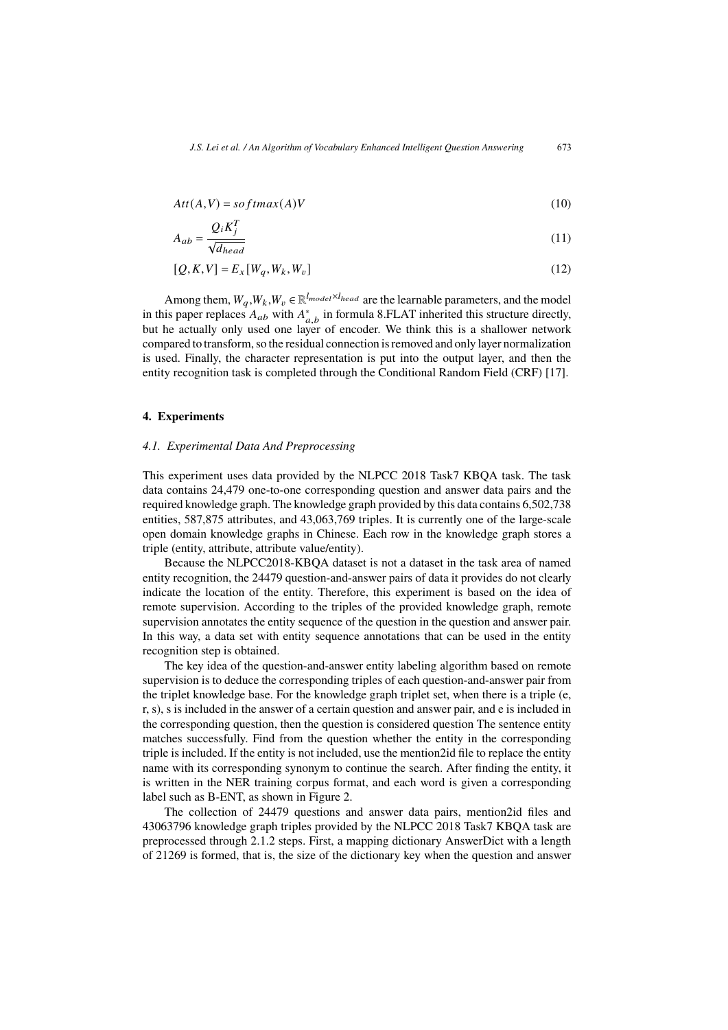$$Att(A, V) = softmax(A)V \tag{10}$$

$$A_{ab} = \frac{Q_i K_j^T}{\sqrt{d_{head}}} \tag{11}$$

$$[Q, K, V] = E_x[W_q, W_k, W_v] \tag{12}$$

Among them, $W_q$,$W_k$,$W_v \in \mathbb{R}^{l_{model} \times l_{head}}$ are the learnable parameters, and the model in this paper replaces $A_{ab}$ with $A^*_{a,b}$ in formula 8.FLAT inherited this structure directly, but he actually only used one layer of encoder. We think this is a shallower network compared to transform, so the residual connection is removed and only layer normalization is used. Finally, the character representation is put into the output layer, and then the entity recognition task is completed through the Conditional Random Field (CRF) [17].

## 4. Experiments

### 4.1. Experimental Data And Preprocessing

This experiment uses data provided by the NLPCC 2018 Task7 KBQA task. The task data contains 24,479 one-to-one corresponding question and answer data pairs and the required knowledge graph. The knowledge graph provided by this data contains 6,502,738 entities, 587,875 attributes, and 43,063,769 triples. It is currently one of the large-scale open domain knowledge graphs in Chinese. Each row in the knowledge graph stores a triple (entity, attribute, attribute value/entity).

Because the NLPCC2018-KBQA dataset is not a dataset in the task area of named entity recognition, the 24479 question-and-answer pairs of data it provides do not clearly indicate the location of the entity. Therefore, this experiment is based on the idea of remote supervision. According to the triples of the provided knowledge graph, remote supervision annotates the entity sequence of the question in the question and answer pair. In this way, a data set with entity sequence annotations that can be used in the entity recognition step is obtained.

The key idea of the question-and-answer entity labeling algorithm based on remote supervision is to deduce the corresponding triples of each question-and-answer pair from the triplet knowledge base. For the knowledge graph triplet set, when there is a triple (e, r, s), s is included in the answer of a certain question and answer pair, and e is included in the corresponding question, then the question is considered question The sentence entity matches successfully. Find from the question whether the entity in the corresponding triple is included. If the entity is not included, use the mention2id file to replace the entity name with its corresponding synonym to continue the search. After finding the entity, it is written in the NER training corpus format, and each word is given a corresponding label such as B-ENT, as shown in Figure 2.

The collection of 24479 questions and answer data pairs, mention2id files and 43063796 knowledge graph triples provided by the NLPCC 2018 Task7 KBQA task are preprocessed through 2.1.2 steps. First, a mapping dictionary AnswerDict with a length of 21269 is formed, that is, the size of the dictionary key when the question and answer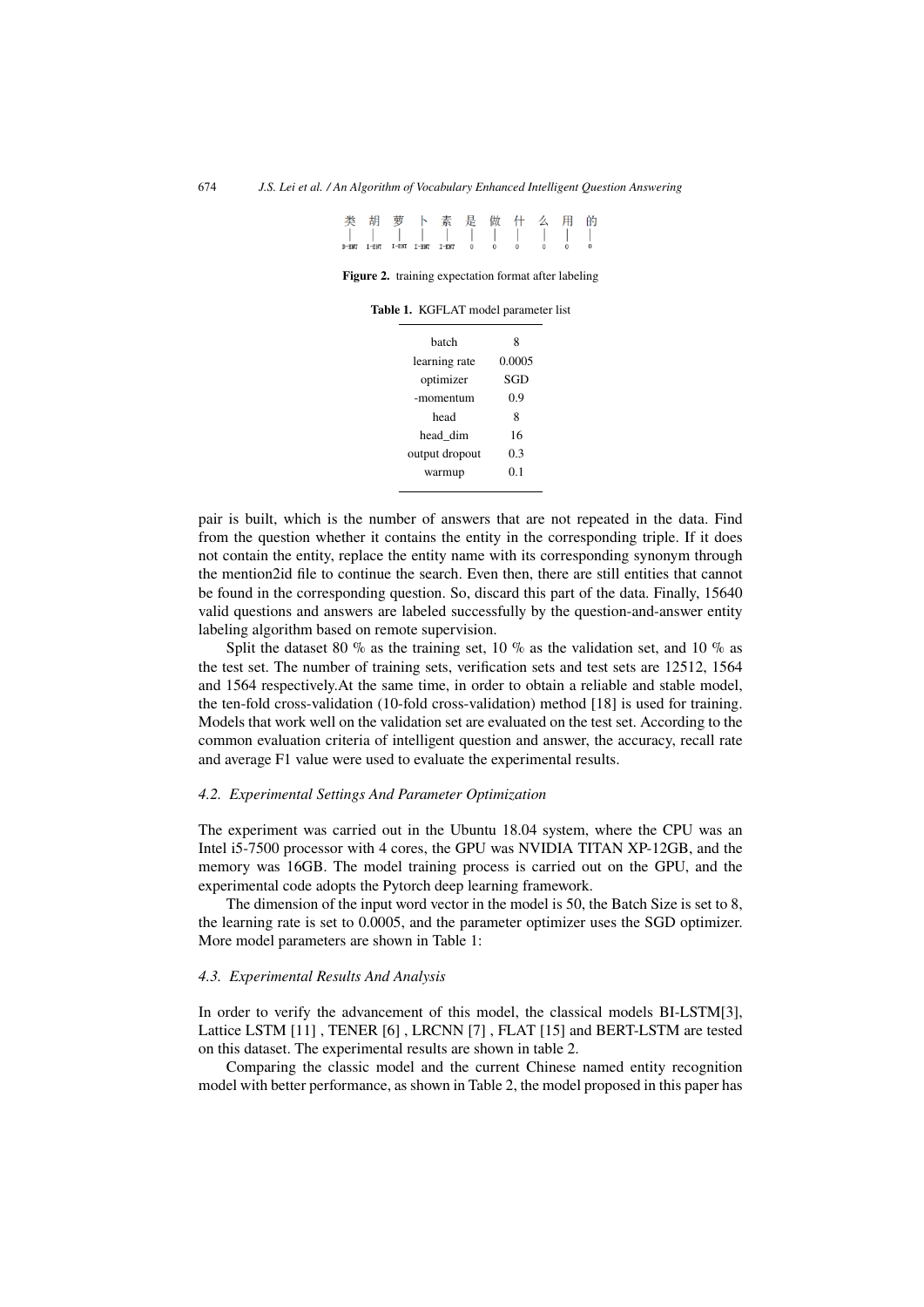| 类 | 胡 | 萝 | 卜 | 素 | 是 | 做 | 什 | 么 | 用 | 的 |
|---|---|---|---|---|---|---|---|---|---|---|
| B-ENT | I-ENT | I-ENT | I-ENT | I-ENT | O | O | O | O | O | O |

**Figure 2.** training expectation format after labeling

**Table 1.** KGFLAT model parameter list

| | |
|---|---|
| batch | 8 |
| learning rate | 0.0005 |
| optimizer | SGD |
| -momentum | 0.9 |
| head | 8 |
| head_dim | 16 |
| output dropout | 0.3 |
| warmup | 0.1 |

pair is built, which is the number of answers that are not repeated in the data. Find from the question whether it contains the entity in the corresponding triple. If it does not contain the entity, replace the entity name with its corresponding synonym through the mention2id file to continue the search. Even then, there are still entities that cannot be found in the corresponding question. So, discard this part of the data. Finally, 15640 valid questions and answers are labeled successfully by the question-and-answer entity labeling algorithm based on remote supervision.

Split the dataset 80 % as the training set, 10 % as the validation set, and 10 % as the test set. The number of training sets, verification sets and test sets are 12512, 1564 and 1564 respectively.At the same time, in order to obtain a reliable and stable model, the ten-fold cross-validation (10-fold cross-validation) method [18] is used for training. Models that work well on the validation set are evaluated on the test set. According to the common evaluation criteria of intelligent question and answer, the accuracy, recall rate and average F1 value were used to evaluate the experimental results.

### *4.2. Experimental Settings And Parameter Optimization*

The experiment was carried out in the Ubuntu 18.04 system, where the CPU was an Intel i5-7500 processor with 4 cores, the GPU was NVIDIA TITAN XP-12GB, and the memory was 16GB. The model training process is carried out on the GPU, and the experimental code adopts the Pytorch deep learning framework.

The dimension of the input word vector in the model is 50, the Batch Size is set to 8, the learning rate is set to 0.0005, and the parameter optimizer uses the SGD optimizer. More model parameters are shown in Table 1:

### *4.3. Experimental Results And Analysis*

In order to verify the advancement of this model, the classical models BI-LSTM[3], Lattice LSTM [11] , TENER [6] , LRCNN [7] , FLAT [15] and BERT-LSTM are tested on this dataset. The experimental results are shown in table 2.

Comparing the classic model and the current Chinese named entity recognition model with better performance, as shown in Table 2, the model proposed in this paper has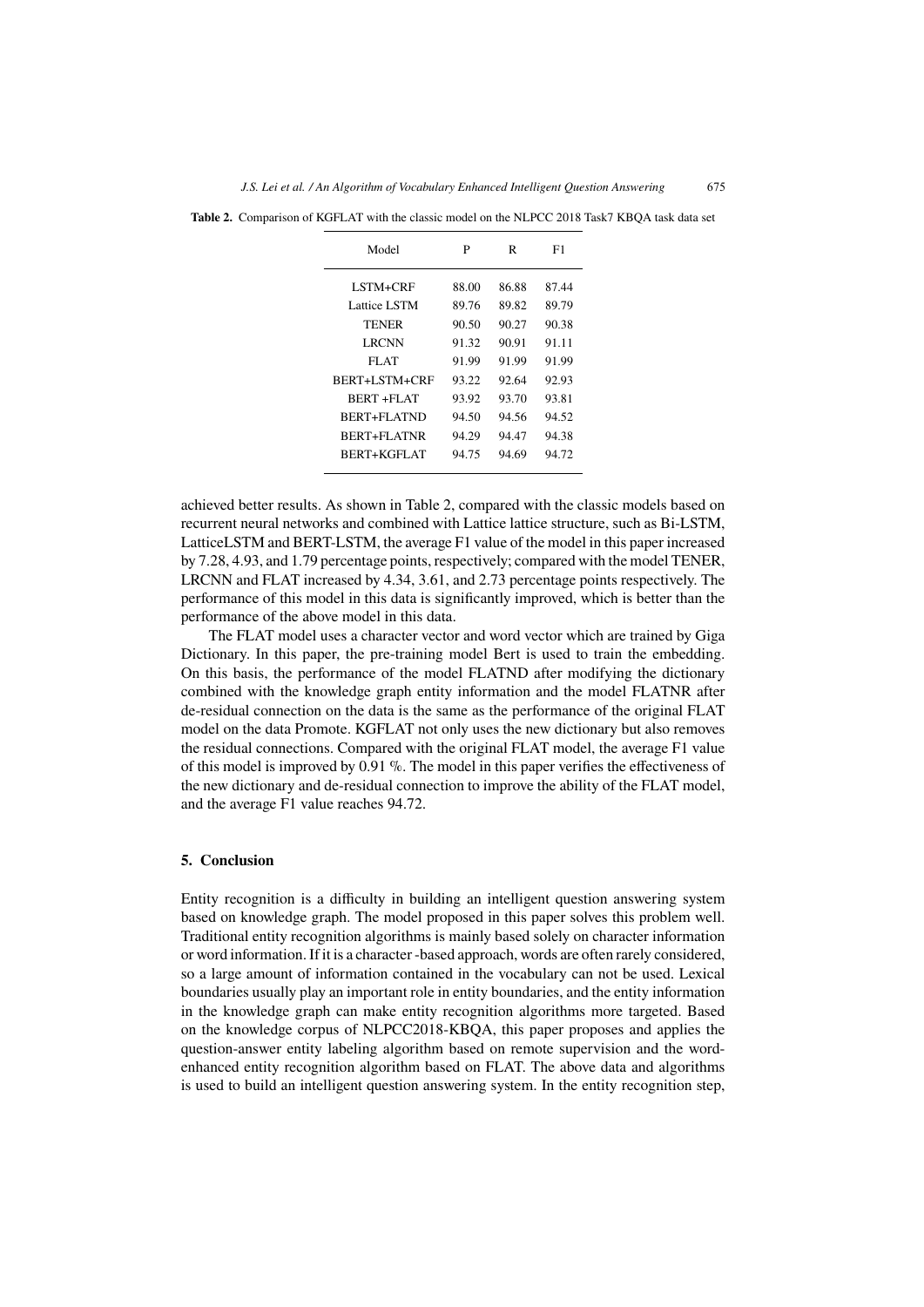**Table 2.** Comparison of KGFLAT with the classic model on the NLPCC 2018 Task7 KBQA task data set

| Model | P | R | F1 |
|---|---|---|---|
| LSTM+CRF | 88.00 | 86.88 | 87.44 |
| Lattice LSTM | 89.76 | 89.82 | 89.79 |
| TENER | 90.50 | 90.27 | 90.38 |
| LRCNN | 91.32 | 90.91 | 91.11 |
| FLAT | 91.99 | 91.99 | 91.99 |
| BERT+LSTM+CRF | 93.22 | 92.64 | 92.93 |
| BERT +FLAT | 93.92 | 93.70 | 93.81 |
| BERT+FLATND | 94.50 | 94.56 | 94.52 |
| BERT+FLATNR | 94.29 | 94.47 | 94.38 |
| BERT+KGFLAT | 94.75 | 94.69 | 94.72 |

achieved better results. As shown in Table 2, compared with the classic models based on recurrent neural networks and combined with Lattice lattice structure, such as Bi-LSTM, LatticeLSTM and BERT-LSTM, the average F1 value of the model in this paper increased by 7.28, 4.93, and 1.79 percentage points, respectively; compared with the model TENER, LRCNN and FLAT increased by 4.34, 3.61, and 2.73 percentage points respectively. The performance of this model in this data is significantly improved, which is better than the performance of the above model in this data.

The FLAT model uses a character vector and word vector which are trained by Giga Dictionary. In this paper, the pre-training model Bert is used to train the embedding. On this basis, the performance of the model FLATND after modifying the dictionary combined with the knowledge graph entity information and the model FLATNR after de-residual connection on the data is the same as the performance of the original FLAT model on the data Promote. KGFLAT not only uses the new dictionary but also removes the residual connections. Compared with the original FLAT model, the average F1 value of this model is improved by 0.91 %. The model in this paper verifies the effectiveness of the new dictionary and de-residual connection to improve the ability of the FLAT model, and the average F1 value reaches 94.72.

## 5. Conclusion

Entity recognition is a difficulty in building an intelligent question answering system based on knowledge graph. The model proposed in this paper solves this problem well. Traditional entity recognition algorithms is mainly based solely on character information or word information. If it is a character-based approach, words are often rarely considered, so a large amount of information contained in the vocabulary can not be used. Lexical boundaries usually play an important role in entity boundaries, and the entity information in the knowledge graph can make entity recognition algorithms more targeted. Based on the knowledge corpus of NLPCC2018-KBQA, this paper proposes and applies the question-answer entity labeling algorithm based on remote supervision and the word-enhanced entity recognition algorithm based on FLAT. The above data and algorithms is used to build an intelligent question answering system. In the entity recognition step,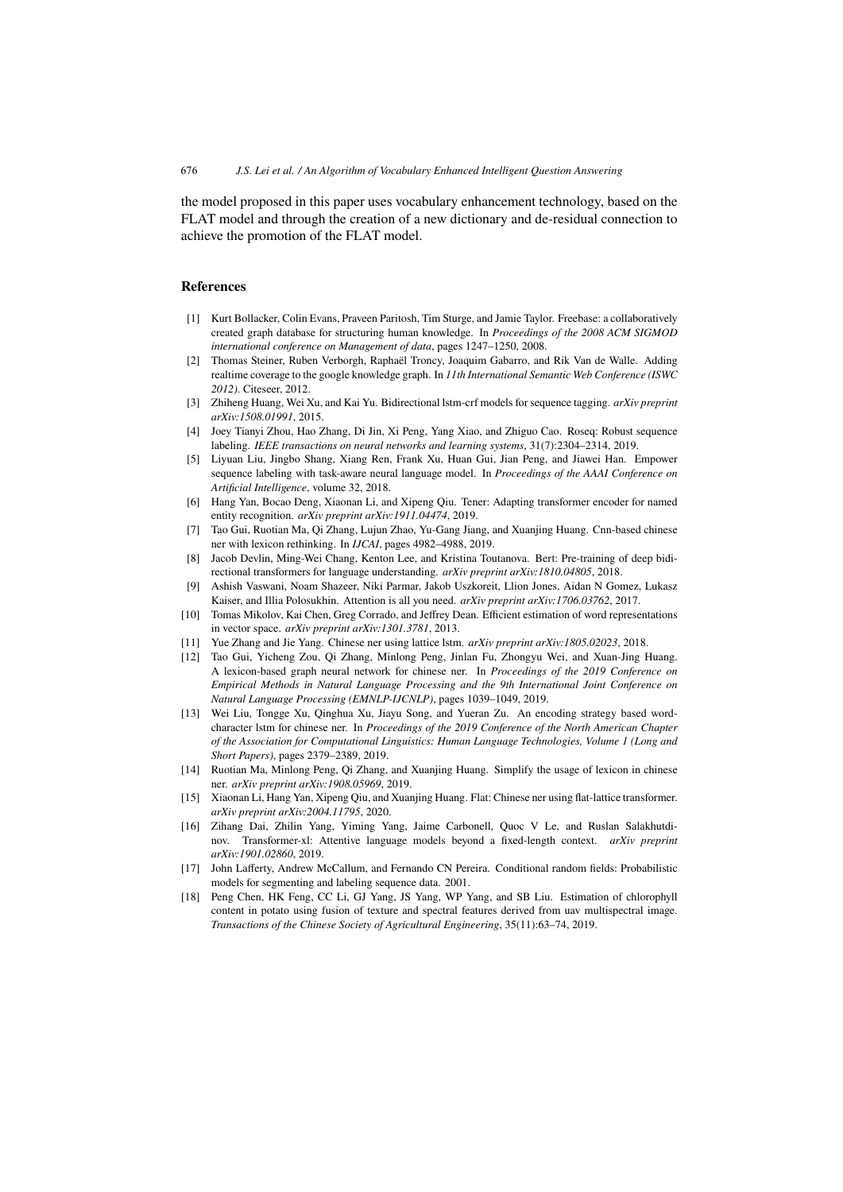the model proposed in this paper uses vocabulary enhancement technology, based on the FLAT model and through the creation of a new dictionary and de-residual connection to achieve the promotion of the FLAT model.

## References

[1] Kurt Bollacker, Colin Evans, Praveen Paritosh, Tim Sturge, and Jamie Taylor. Freebase: a collaboratively created graph database for structuring human knowledge. In *Proceedings of the 2008 ACM SIGMOD international conference on Management of data*, pages 1247–1250, 2008.

[2] Thomas Steiner, Ruben Verborgh, Raphaël Troncy, Joaquim Gabarro, and Rik Van de Walle. Adding realtime coverage to the google knowledge graph. In *11th International Semantic Web Conference (ISWC 2012)*. Citeseer, 2012.

[3] Zhiheng Huang, Wei Xu, and Kai Yu. Bidirectional lstm-crf models for sequence tagging. *arXiv preprint arXiv:1508.01991*, 2015.

[4] Joey Tianyi Zhou, Hao Zhang, Di Jin, Xi Peng, Yang Xiao, and Zhiguo Cao. Roseq: Robust sequence labeling. *IEEE transactions on neural networks and learning systems*, 31(7):2304–2314, 2019.

[5] Liyuan Liu, Jingbo Shang, Xiang Ren, Frank Xu, Huan Gui, Jian Peng, and Jiawei Han. Empower sequence labeling with task-aware neural language model. In *Proceedings of the AAAI Conference on Artificial Intelligence*, volume 32, 2018.

[6] Hang Yan, Bocao Deng, Xiaonan Li, and Xipeng Qiu. Tener: Adapting transformer encoder for named entity recognition. *arXiv preprint arXiv:1911.04474*, 2019.

[7] Tao Gui, Ruotian Ma, Qi Zhang, Lujun Zhao, Yu-Gang Jiang, and Xuanjing Huang. Cnn-based chinese ner with lexicon rethinking. In *IJCAI*, pages 4982–4988, 2019.

[8] Jacob Devlin, Ming-Wei Chang, Kenton Lee, and Kristina Toutanova. Bert: Pre-training of deep bidirectional transformers for language understanding. *arXiv preprint arXiv:1810.04805*, 2018.

[9] Ashish Vaswani, Noam Shazeer, Niki Parmar, Jakob Uszkoreit, Llion Jones, Aidan N Gomez, Lukasz Kaiser, and Illia Polosukhin. Attention is all you need. *arXiv preprint arXiv:1706.03762*, 2017.

[10] Tomas Mikolov, Kai Chen, Greg Corrado, and Jeffrey Dean. Efficient estimation of word representations in vector space. *arXiv preprint arXiv:1301.3781*, 2013.

[11] Yue Zhang and Jie Yang. Chinese ner using lattice lstm. *arXiv preprint arXiv:1805.02023*, 2018.

[12] Tao Gui, Yicheng Zou, Qi Zhang, Minlong Peng, Jinlan Fu, Zhongyu Wei, and Xuan-Jing Huang. A lexicon-based graph neural network for chinese ner. In *Proceedings of the 2019 Conference on Empirical Methods in Natural Language Processing and the 9th International Joint Conference on Natural Language Processing (EMNLP-IJCNLP)*, pages 1039–1049, 2019.

[13] Wei Liu, Tongge Xu, Qinghua Xu, Jiayu Song, and Yueran Zu. An encoding strategy based word-character lstm for chinese ner. In *Proceedings of the 2019 Conference of the North American Chapter of the Association for Computational Linguistics: Human Language Technologies, Volume 1 (Long and Short Papers)*, pages 2379–2389, 2019.

[14] Ruotian Ma, Minlong Peng, Qi Zhang, and Xuanjing Huang. Simplify the usage of lexicon in chinese ner. *arXiv preprint arXiv:1908.05969*, 2019.

[15] Xiaonan Li, Hang Yan, Xipeng Qiu, and Xuanjing Huang. Flat: Chinese ner using flat-lattice transformer. *arXiv preprint arXiv:2004.11795*, 2020.

[16] Zihang Dai, Zhilin Yang, Yiming Yang, Jaime Carbonell, Quoc V Le, and Ruslan Salakhutdinov. Transformer-xl: Attentive language models beyond a fixed-length context. *arXiv preprint arXiv:1901.02860*, 2019.

[17] John Lafferty, Andrew McCallum, and Fernando CN Pereira. Conditional random fields: Probabilistic models for segmenting and labeling sequence data. 2001.

[18] Peng Chen, HK Feng, CC Li, GJ Yang, JS Yang, WP Yang, and SB Liu. Estimation of chlorophyll content in potato using fusion of texture and spectral features derived from uav multispectral image. *Transactions of the Chinese Society of Agricultural Engineering*, 35(11):63–74, 2019.